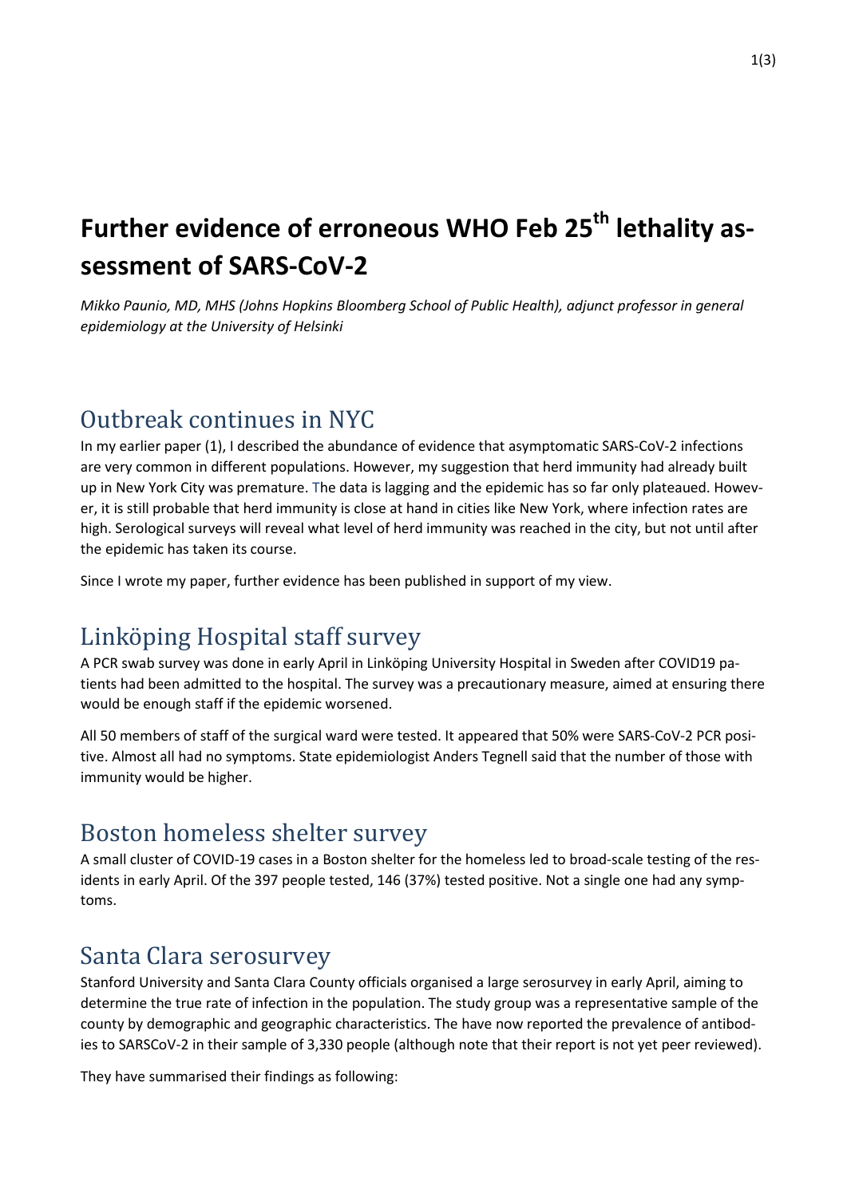# Further evidence of erroneous WHO Feb 25th lethality assessment of SARS-CoV-2

*Mikko Paunio, MD, MHS (Johns Hopkins Bloomberg School of Public Health), adjunct professor in general epidemiology at the University of Helsinki*

## Outbreak continues in NYC

In my earlier paper (1), I described the abundance of evidence that asymptomatic SARS-CoV-2 infections are very common in different populations. However, my suggestion that herd immunity had already built up in New York City was premature. The data is lagging and the epidemic has so far only plateaued. However, it is still probable that herd immunity is close at hand in cities like New York, where infection rates are high. Serological surveys will reveal what level of herd immunity was reached in the city, but not until after the epidemic has taken its course.

Since I wrote my paper, further evidence has been published in support of my view.

## Linköping Hospital staff survey

A PCR swab survey was done in early April in Linköping University Hospital in Sweden after COVID19 patients had been admitted to the hospital. The survey was a precautionary measure, aimed at ensuring there would be enough staff if the epidemic worsened.

All 50 members of staff of the surgical ward were tested. It appeared that 50% were SARS-CoV-2 PCR positive. Almost all had no symptoms. State epidemiologist Anders Tegnell said that the number of those with immunity would be higher.

## Boston homeless shelter survey

A small cluster of COVID-19 cases in a Boston shelter for the homeless led to broad-scale testing of the residents in early April. Of the 397 people tested, 146 (37%) tested positive. Not a single one had any symptoms.

## Santa Clara serosurvey

Stanford University and Santa Clara County officials organised a large serosurvey in early April, aiming to determine the true rate of infection in the population. The study group was a representative sample of the county by demographic and geographic characteristics. The have now reported the prevalence of antibodies to SARSCoV-2 in their sample of 3,330 people (although note that their report is not yet peer reviewed).

They have summarised their findings as following: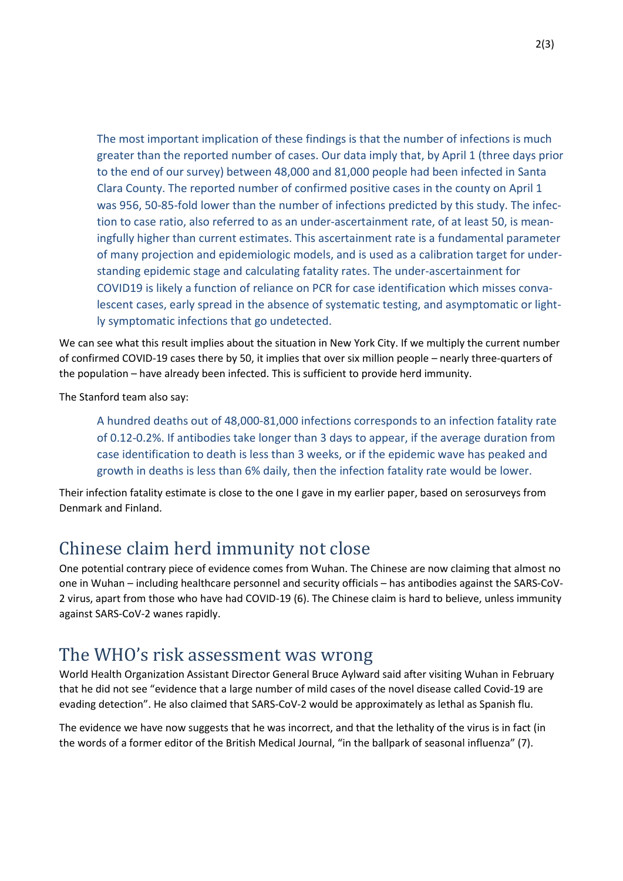> The most important implication of these findings is that the number of infections is much greater than the reported number of cases. Our data imply that, by April 1 (three days prior to the end of our survey) between 48,000 and 81,000 people had been infected in Santa Clara County. The reported number of confirmed positive cases in the county on April 1 was 956, 50-85-fold lower than the number of infections predicted by this study. The infection to case ratio, also referred to as an under-ascertainment rate, of at least 50, is meaningfully higher than current estimates. This ascertainment rate is a fundamental parameter of many projection and epidemiologic models, and is used as a calibration target for understanding epidemic stage and calculating fatality rates. The under-ascertainment for COVID19 is likely a function of reliance on PCR for case identification which misses convalescent cases, early spread in the absence of systematic testing, and asymptomatic or lightly symptomatic infections that go undetected.

We can see what this result implies about the situation in New York City. If we multiply the current number of confirmed COVID-19 cases there by 50, it implies that over six million people – nearly three-quarters of the population – have already been infected. This is sufficient to provide herd immunity.

The Stanford team also say:

> A hundred deaths out of 48,000-81,000 infections corresponds to an infection fatality rate of 0.12-0.2%. If antibodies take longer than 3 days to appear, if the average duration from case identification to death is less than 3 weeks, or if the epidemic wave has peaked and growth in deaths is less than 6% daily, then the infection fatality rate would be lower.

Their infection fatality estimate is close to the one I gave in my earlier paper, based on serosurveys from Denmark and Finland.

## Chinese claim herd immunity not close

One potential contrary piece of evidence comes from Wuhan. The Chinese are now claiming that almost no one in Wuhan – including healthcare personnel and security officials – has antibodies against the SARS-CoV-2 virus, apart from those who have had COVID-19 (6). The Chinese claim is hard to believe, unless immunity against SARS-CoV-2 wanes rapidly.

## The WHO's risk assessment was wrong

World Health Organization Assistant Director General Bruce Aylward said after visiting Wuhan in February that he did not see "evidence that a large number of mild cases of the novel disease called Covid-19 are evading detection". He also claimed that SARS-CoV-2 would be approximately as lethal as Spanish flu.

The evidence we have now suggests that he was incorrect, and that the lethality of the virus is in fact (in the words of a former editor of the British Medical Journal, "in the ballpark of seasonal influenza" (7).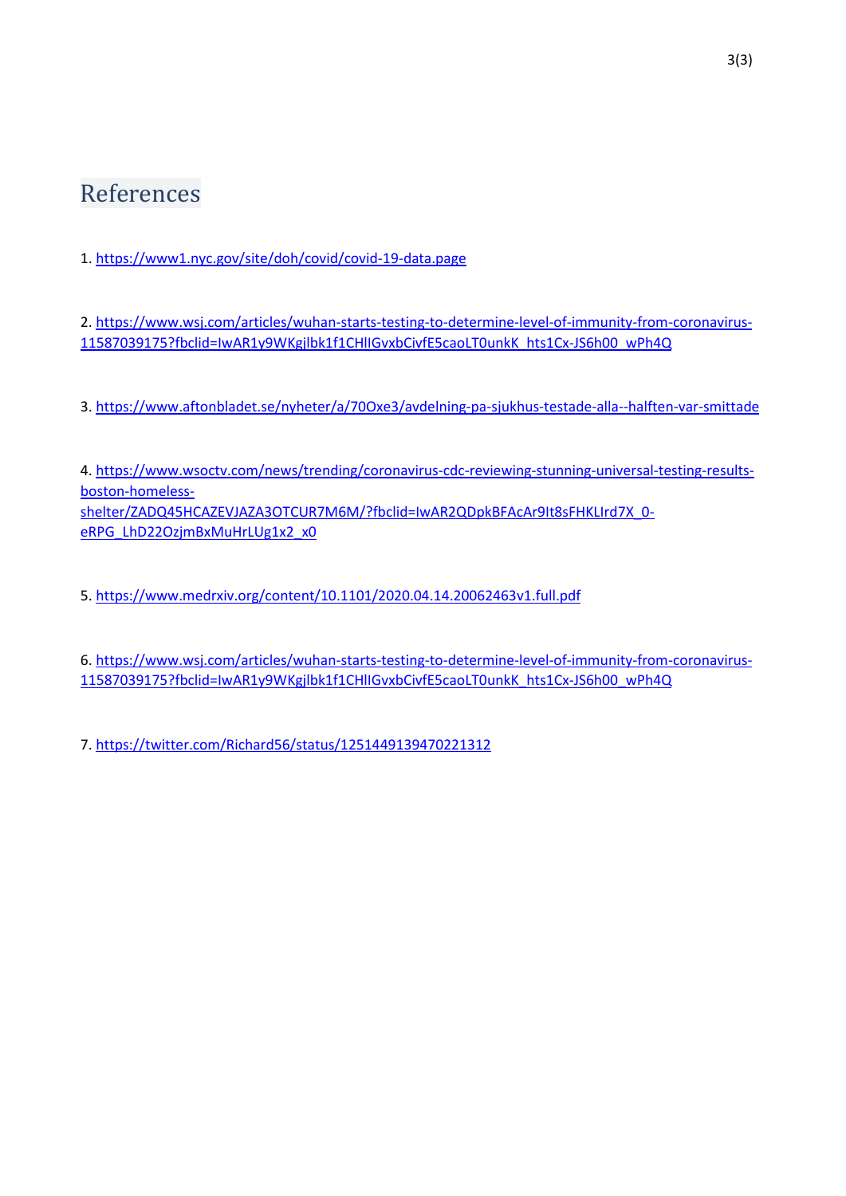# References

1. https://www1.nyc.gov/site/doh/covid/covid-19-data.page

2. https://www.wsj.com/articles/wuhan-starts-testing-to-determine-level-of-immunity-from-coronavirus-11587039175?fbclid=IwAR1y9WKgjlbk1f1CHlIGvxbCivfE5caoLT0unkK_hts1Cx-JS6h00_wPh4Q

3. https://www.aftonbladet.se/nyheter/a/70Oxe3/avdelning-pa-sjukhus-testade-alla--halften-var-smittade

4. https://www.wsoctv.com/news/trending/coronavirus-cdc-reviewing-stunning-universal-testing-results-boston-homeless-shelter/ZADQ45HCAZEVJAZA3OTCUR7M6M/?fbclid=IwAR2QDpkBFAcAr9It8sFHKLIrd7X_0-eRPG_LhD22OzjmBxMuHrLUg1x2_x0

5. https://www.medrxiv.org/content/10.1101/2020.04.14.20062463v1.full.pdf

6. https://www.wsj.com/articles/wuhan-starts-testing-to-determine-level-of-immunity-from-coronavirus-11587039175?fbclid=IwAR1y9WKgjlbk1f1CHlIGvxbCivfE5caoLT0unkK_hts1Cx-JS6h00_wPh4Q

7. https://twitter.com/Richard56/status/1251449139470221312